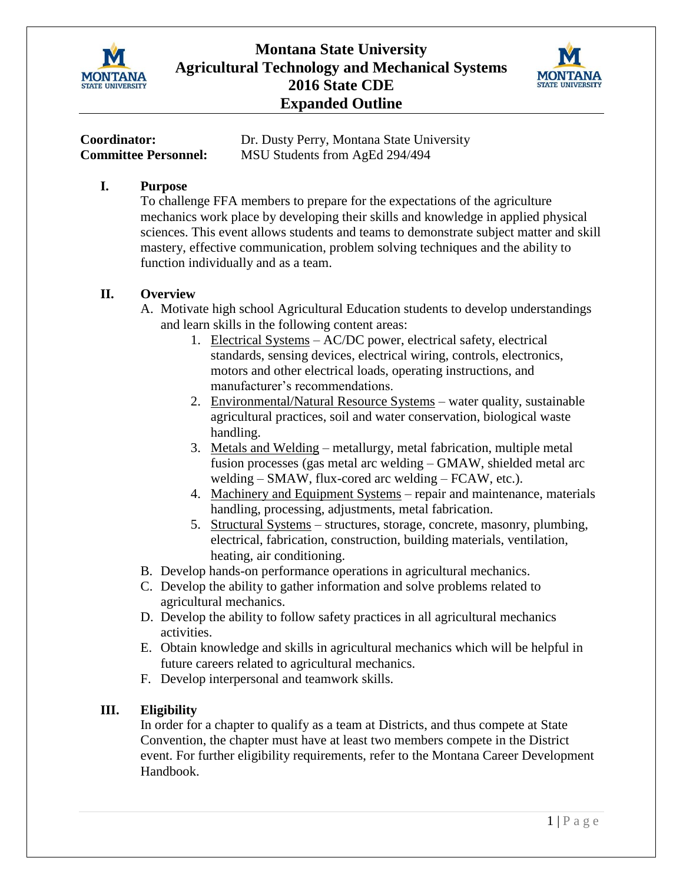# Montana State University
# Agricultural Technology and Mechanical Systems
# 2016 State CDE
# Expanded Outline

**Coordinator:** Dr. Dusty Perry, Montana State University
**Committee Personnel:** MSU Students from AgEd 294/494

## I. Purpose

To challenge FFA members to prepare for the expectations of the agriculture mechanics work place by developing their skills and knowledge in applied physical sciences. This event allows students and teams to demonstrate subject matter and skill mastery, effective communication, problem solving techniques and the ability to function individually and as a team.

## II. Overview

A. Motivate high school Agricultural Education students to develop understandings and learn skills in the following content areas:
   1. Electrical Systems – AC/DC power, electrical safety, electrical standards, sensing devices, electrical wiring, controls, electronics, motors and other electrical loads, operating instructions, and manufacturer's recommendations.
   2. Environmental/Natural Resource Systems – water quality, sustainable agricultural practices, soil and water conservation, biological waste handling.
   3. Metals and Welding – metallurgy, metal fabrication, multiple metal fusion processes (gas metal arc welding – GMAW, shielded metal arc welding – SMAW, flux-cored arc welding – FCAW, etc.).
   4. Machinery and Equipment Systems – repair and maintenance, materials handling, processing, adjustments, metal fabrication.
   5. Structural Systems – structures, storage, concrete, masonry, plumbing, electrical, fabrication, construction, building materials, ventilation, heating, air conditioning.

B. Develop hands-on performance operations in agricultural mechanics.

C. Develop the ability to gather information and solve problems related to agricultural mechanics.

D. Develop the ability to follow safety practices in all agricultural mechanics activities.

E. Obtain knowledge and skills in agricultural mechanics which will be helpful in future careers related to agricultural mechanics.

F. Develop interpersonal and teamwork skills.

## III. Eligibility

In order for a chapter to qualify as a team at Districts, and thus compete at State Convention, the chapter must have at least two members compete in the District event. For further eligibility requirements, refer to the Montana Career Development Handbook.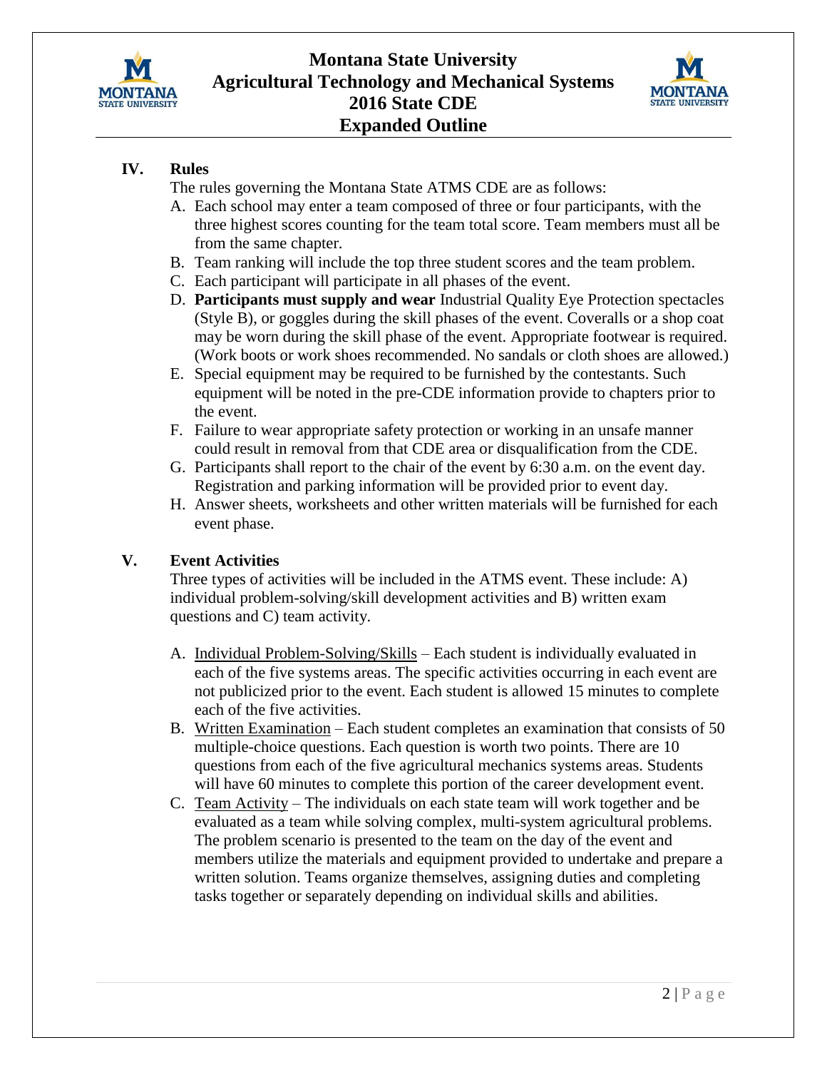## IV. Rules

The rules governing the Montana State ATMS CDE are as follows:

A. Each school may enter a team composed of three or four participants, with the three highest scores counting for the team total score. Team members must all be from the same chapter.
B. Team ranking will include the top three student scores and the team problem.
C. Each participant will participate in all phases of the event.
D. **Participants must supply and wear** Industrial Quality Eye Protection spectacles (Style B), or goggles during the skill phases of the event. Coveralls or a shop coat may be worn during the skill phase of the event. Appropriate footwear is required. (Work boots or work shoes recommended. No sandals or cloth shoes are allowed.)
E. Special equipment may be required to be furnished by the contestants. Such equipment will be noted in the pre-CDE information provide to chapters prior to the event.
F. Failure to wear appropriate safety protection or working in an unsafe manner could result in removal from that CDE area or disqualification from the CDE.
G. Participants shall report to the chair of the event by 6:30 a.m. on the event day. Registration and parking information will be provided prior to event day.
H. Answer sheets, worksheets and other written materials will be furnished for each event phase.

## V. Event Activities

Three types of activities will be included in the ATMS event. These include: A) individual problem-solving/skill development activities and B) written exam questions and C) team activity.

A. Individual Problem-Solving/Skills – Each student is individually evaluated in each of the five systems areas. The specific activities occurring in each event are not publicized prior to the event. Each student is allowed 15 minutes to complete each of the five activities.
B. Written Examination – Each student completes an examination that consists of 50 multiple-choice questions. Each question is worth two points. There are 10 questions from each of the five agricultural mechanics systems areas. Students will have 60 minutes to complete this portion of the career development event.
C. Team Activity – The individuals on each state team will work together and be evaluated as a team while solving complex, multi-system agricultural problems. The problem scenario is presented to the team on the day of the event and members utilize the materials and equipment provided to undertake and prepare a written solution. Teams organize themselves, assigning duties and completing tasks together or separately depending on individual skills and abilities.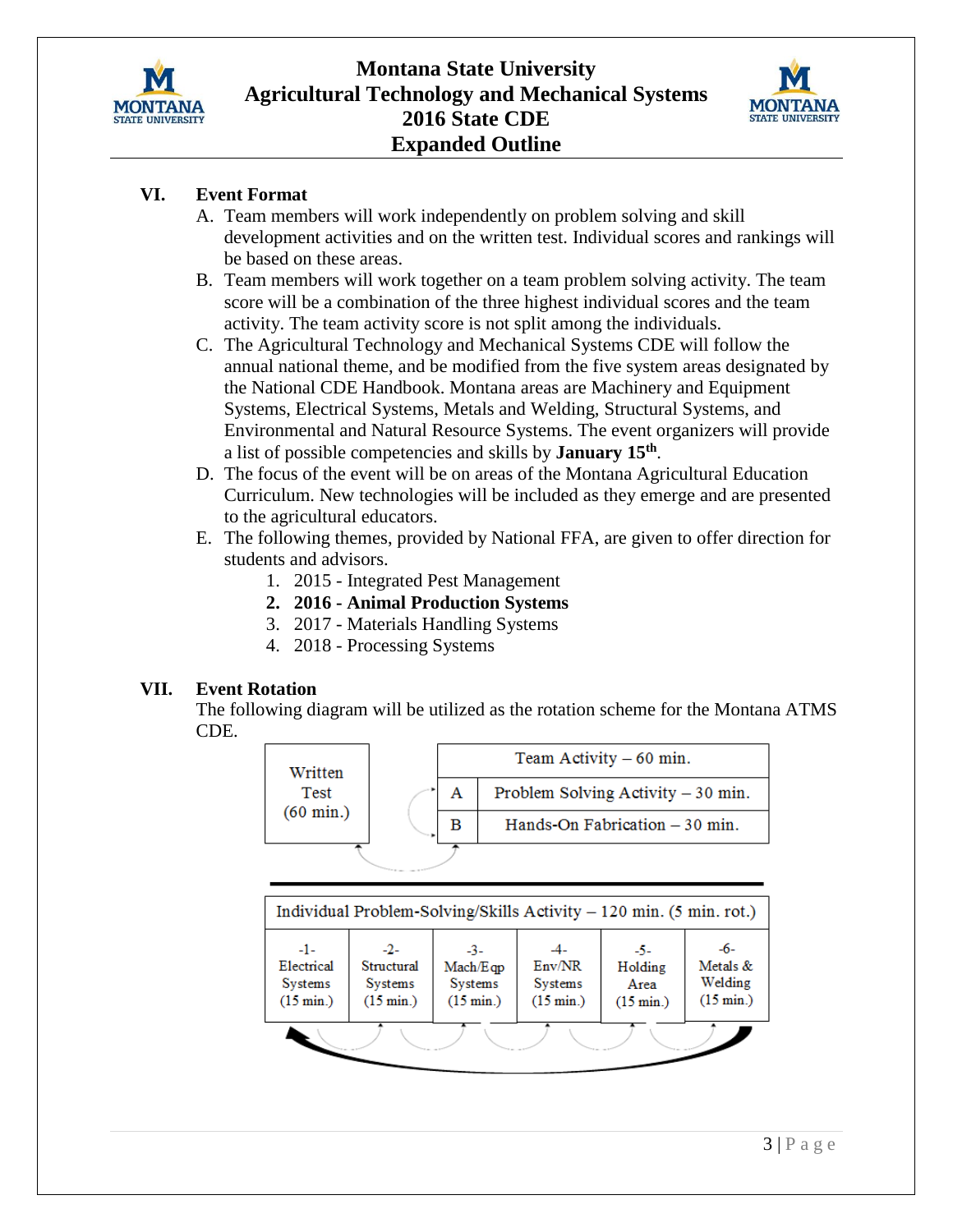## VI. Event Format

A. Team members will work independently on problem solving and skill development activities and on the written test. Individual scores and rankings will be based on these areas.

B. Team members will work together on a team problem solving activity. The team score will be a combination of the three highest individual scores and the team activity. The team activity score is not split among the individuals.

C. The Agricultural Technology and Mechanical Systems CDE will follow the annual national theme, and be modified from the five system areas designated by the National CDE Handbook. Montana areas are Machinery and Equipment Systems, Electrical Systems, Metals and Welding, Structural Systems, and Environmental and Natural Resource Systems. The event organizers will provide a list of possible competencies and skills by **January 15th**.

D. The focus of the event will be on areas of the Montana Agricultural Education Curriculum. New technologies will be included as they emerge and are presented to the agricultural educators.

E. The following themes, provided by National FFA, are given to offer direction for students and advisors.

1. 2015 - Integrated Pest Management
2. **2016 - Animal Production Systems**
3. 2017 - Materials Handling Systems
4. 2018 - Processing Systems

## VII. Event Rotation

The following diagram will be utilized as the rotation scheme for the Montana ATMS CDE.

| Written Test (60 min.) |
|---|

| Team Activity – 60 min. | |
|---|---|
| A | Problem Solving Activity – 30 min. |
| B | Hands-On Fabrication – 30 min. |

| Individual Problem-Solving/Skills Activity – 120 min. (5 min. rot.) | | | | | |
|---|---|---|---|---|---|
| -1- Electrical Systems (15 min.) | -2- Structural Systems (15 min.) | -3- Mach/Eqp Systems (15 min.) | -4- Env/NR Systems (15 min.) | -5- Holding Area (15 min.) | -6- Metals & Welding (15 min.) |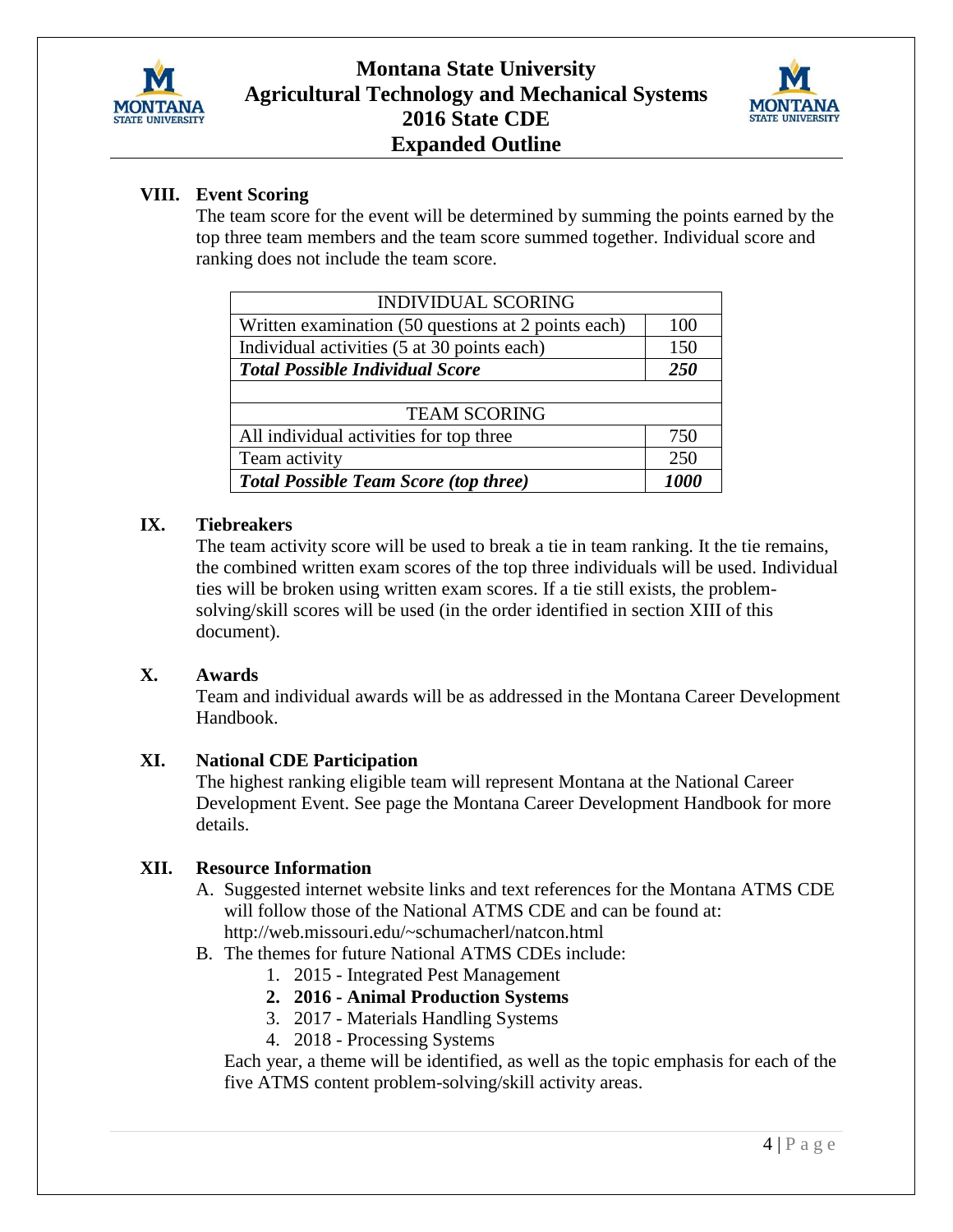## VIII. Event Scoring

The team score for the event will be determined by summing the points earned by the top three team members and the team score summed together. Individual score and ranking does not include the team score.

| INDIVIDUAL SCORING | |
|---|---|
| Written examination (50 questions at 2 points each) | 100 |
| Individual activities (5 at 30 points each) | 150 |
| ***Total Possible Individual Score*** | ***250*** |
| | |
| TEAM SCORING | |
| All individual activities for top three | 750 |
| Team activity | 250 |
| ***Total Possible Team Score (top three)*** | ***1000*** |

## IX. Tiebreakers

The team activity score will be used to break a tie in team ranking. It the tie remains, the combined written exam scores of the top three individuals will be used. Individual ties will be broken using written exam scores. If a tie still exists, the problem-solving/skill scores will be used (in the order identified in section XIII of this document).

## X. Awards

Team and individual awards will be as addressed in the Montana Career Development Handbook.

## XI. National CDE Participation

The highest ranking eligible team will represent Montana at the National Career Development Event. See page the Montana Career Development Handbook for more details.

## XII. Resource Information

A. Suggested internet website links and text references for the Montana ATMS CDE will follow those of the National ATMS CDE and can be found at: http://web.missouri.edu/~schumacherl/natcon.html

B. The themes for future National ATMS CDEs include:

1. 2015 - Integrated Pest Management
2. **2016 - Animal Production Systems**
3. 2017 - Materials Handling Systems
4. 2018 - Processing Systems

Each year, a theme will be identified, as well as the topic emphasis for each of the five ATMS content problem-solving/skill activity areas.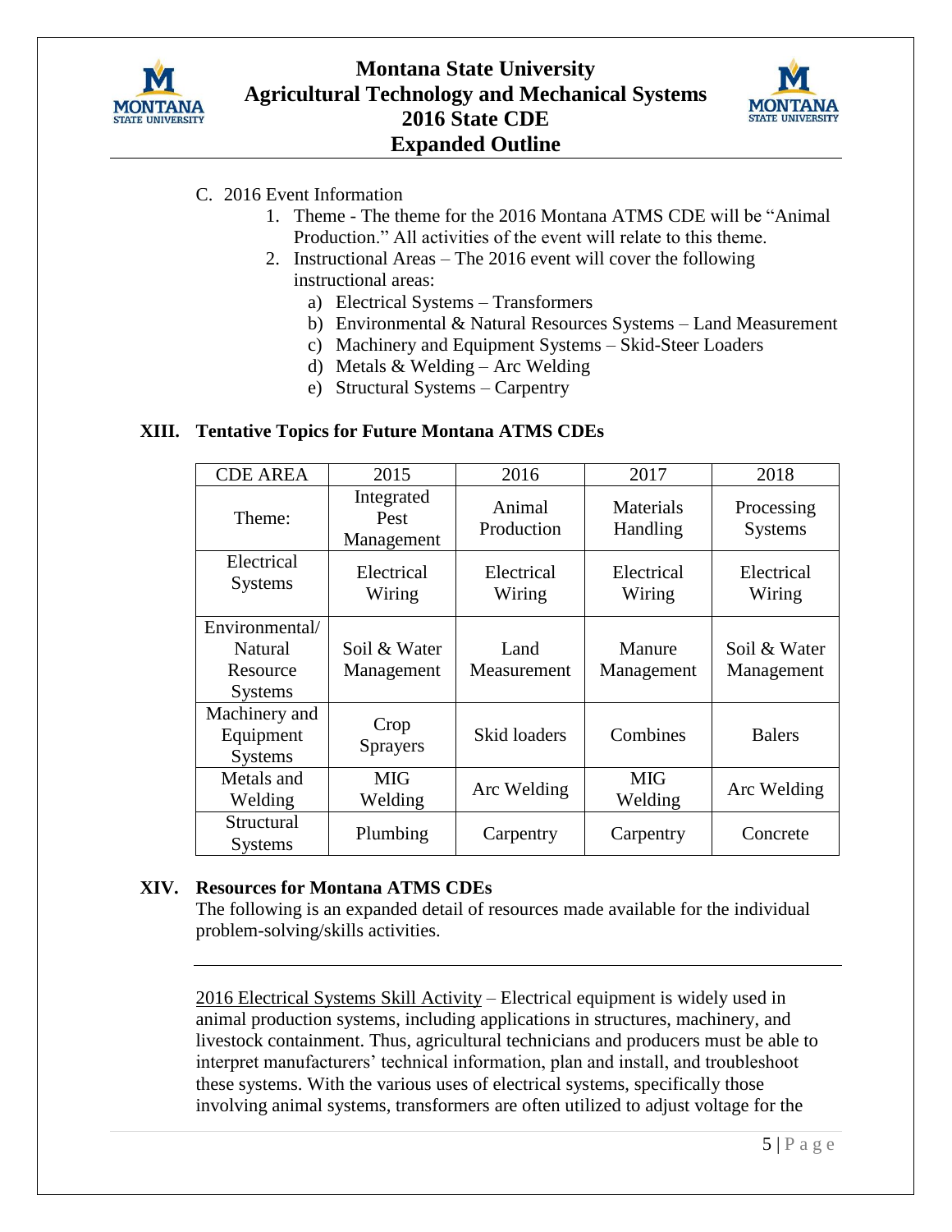C. 2016 Event Information
   1. Theme - The theme for the 2016 Montana ATMS CDE will be “Animal Production.” All activities of the event will relate to this theme.
   2. Instructional Areas – The 2016 event will cover the following instructional areas:
      a) Electrical Systems – Transformers
      b) Environmental & Natural Resources Systems – Land Measurement
      c) Machinery and Equipment Systems – Skid-Steer Loaders
      d) Metals & Welding – Arc Welding
      e) Structural Systems – Carpentry

## XIII. Tentative Topics for Future Montana ATMS CDEs

| CDE AREA | 2015 | 2016 | 2017 | 2018 |
|---|---|---|---|---|
| Theme: | Integrated Pest Management | Animal Production | Materials Handling | Processing Systems |
| Electrical Systems | Electrical Wiring | Electrical Wiring | Electrical Wiring | Electrical Wiring |
| Environmental/ Natural Resource Systems | Soil & Water Management | Land Measurement | Manure Management | Soil & Water Management |
| Machinery and Equipment Systems | Crop Sprayers | Skid loaders | Combines | Balers |
| Metals and Welding | MIG Welding | Arc Welding | MIG Welding | Arc Welding |
| Structural Systems | Plumbing | Carpentry | Carpentry | Concrete |

## XIV. Resources for Montana ATMS CDEs

The following is an expanded detail of resources made available for the individual problem-solving/skills activities.

---

2016 Electrical Systems Skill Activity – Electrical equipment is widely used in animal production systems, including applications in structures, machinery, and livestock containment. Thus, agricultural technicians and producers must be able to interpret manufacturers’ technical information, plan and install, and troubleshoot these systems. With the various uses of electrical systems, specifically those involving animal systems, transformers are often utilized to adjust voltage for the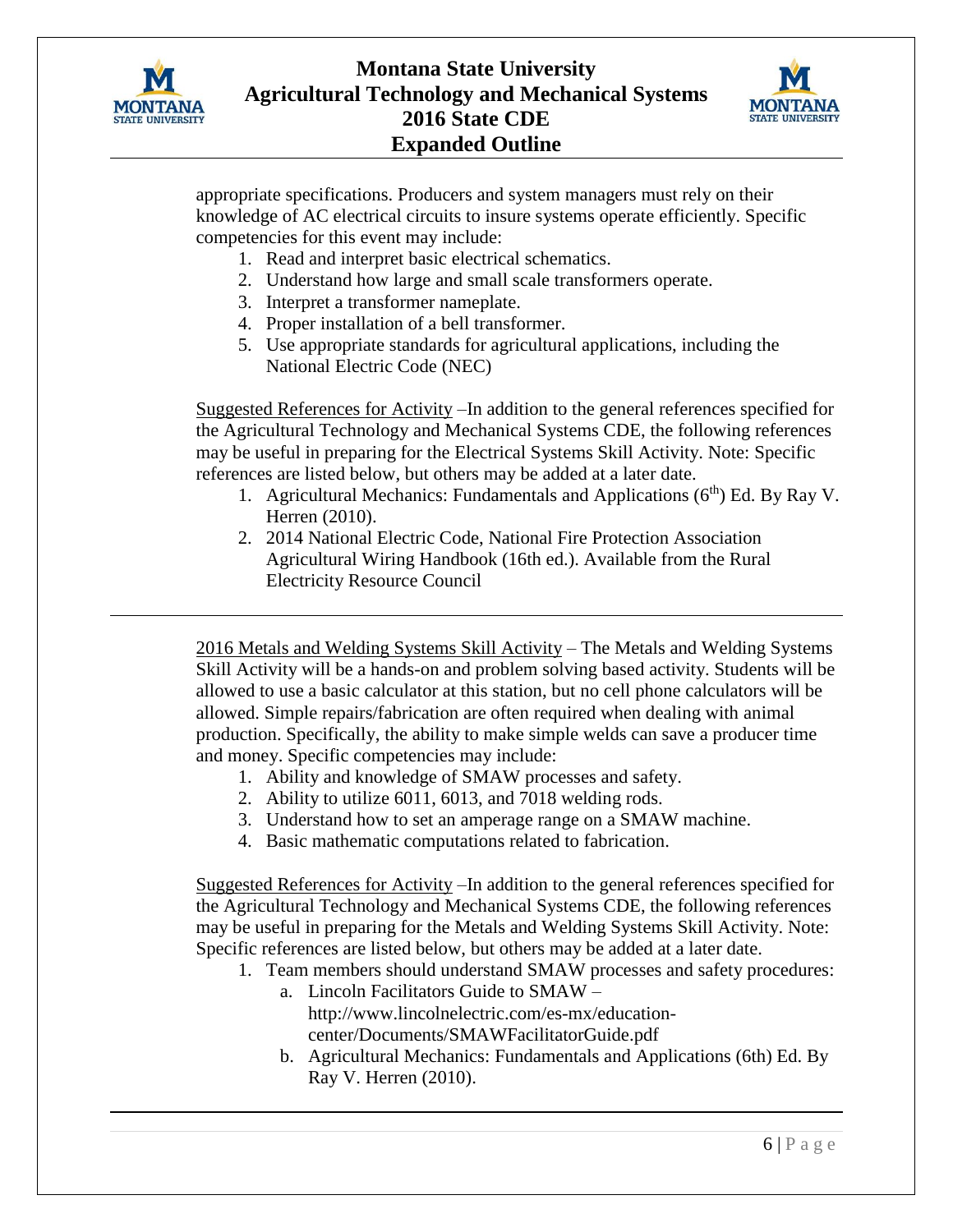appropriate specifications. Producers and system managers must rely on their knowledge of AC electrical circuits to insure systems operate efficiently. Specific competencies for this event may include:

1. Read and interpret basic electrical schematics.
2. Understand how large and small scale transformers operate.
3. Interpret a transformer nameplate.
4. Proper installation of a bell transformer.
5. Use appropriate standards for agricultural applications, including the National Electric Code (NEC)

Suggested References for Activity –In addition to the general references specified for the Agricultural Technology and Mechanical Systems CDE, the following references may be useful in preparing for the Electrical Systems Skill Activity. Note: Specific references are listed below, but others may be added at a later date.

1. Agricultural Mechanics: Fundamentals and Applications (6th) Ed. By Ray V. Herren (2010).
2. 2014 National Electric Code, National Fire Protection Association Agricultural Wiring Handbook (16th ed.). Available from the Rural Electricity Resource Council

---

2016 Metals and Welding Systems Skill Activity – The Metals and Welding Systems Skill Activity will be a hands-on and problem solving based activity. Students will be allowed to use a basic calculator at this station, but no cell phone calculators will be allowed. Simple repairs/fabrication are often required when dealing with animal production. Specifically, the ability to make simple welds can save a producer time and money. Specific competencies may include:

1. Ability and knowledge of SMAW processes and safety.
2. Ability to utilize 6011, 6013, and 7018 welding rods.
3. Understand how to set an amperage range on a SMAW machine.
4. Basic mathematic computations related to fabrication.

Suggested References for Activity –In addition to the general references specified for the Agricultural Technology and Mechanical Systems CDE, the following references may be useful in preparing for the Metals and Welding Systems Skill Activity. Note: Specific references are listed below, but others may be added at a later date.

1. Team members should understand SMAW processes and safety procedures:
   a. Lincoln Facilitators Guide to SMAW – http://www.lincolnelectric.com/es-mx/education-center/Documents/SMAWFacilitatorGuide.pdf
   b. Agricultural Mechanics: Fundamentals and Applications (6th) Ed. By Ray V. Herren (2010).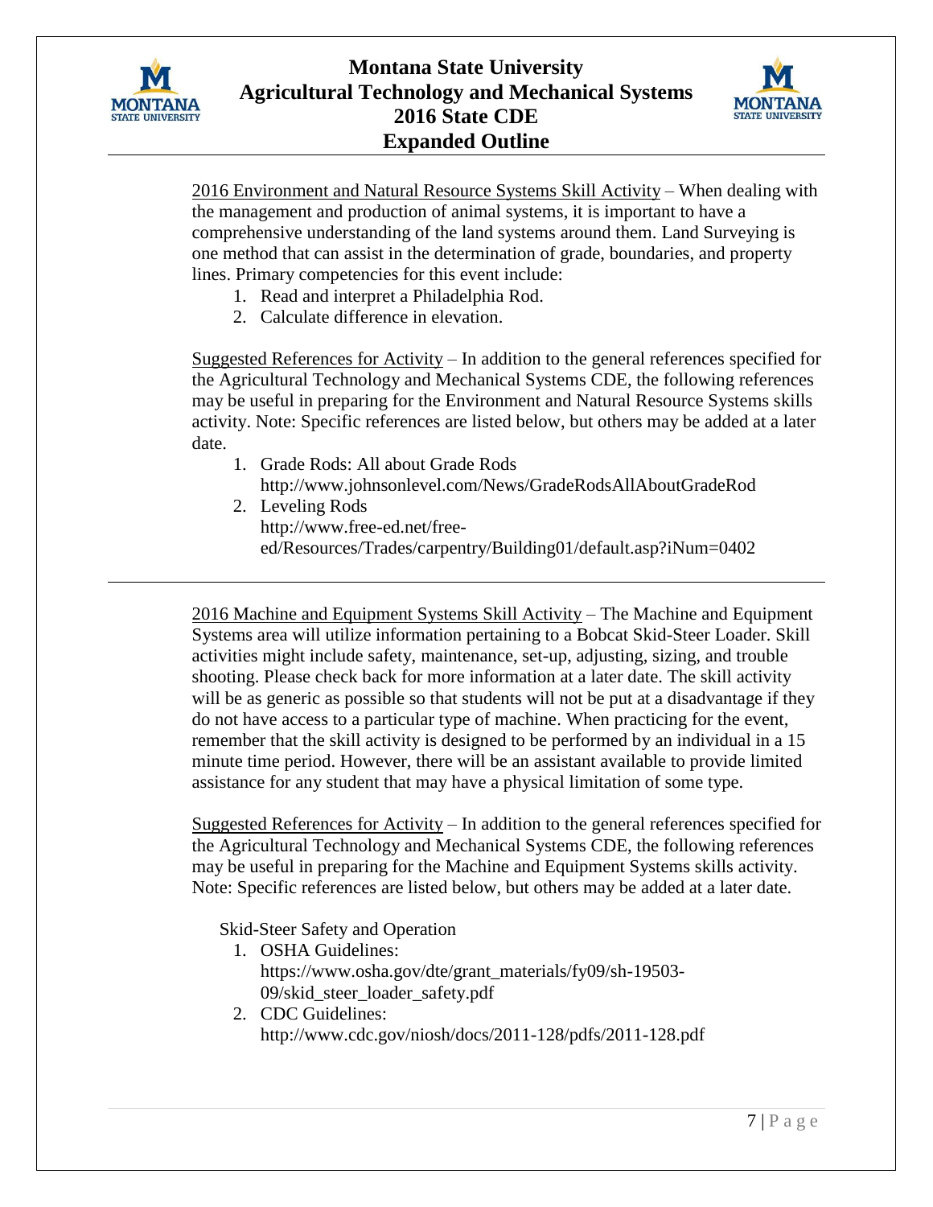2016 Environment and Natural Resource Systems Skill Activity – When dealing with the management and production of animal systems, it is important to have a comprehensive understanding of the land systems around them. Land Surveying is one method that can assist in the determination of grade, boundaries, and property lines. Primary competencies for this event include:

1. Read and interpret a Philadelphia Rod.
2. Calculate difference in elevation.

Suggested References for Activity – In addition to the general references specified for the Agricultural Technology and Mechanical Systems CDE, the following references may be useful in preparing for the Environment and Natural Resource Systems skills activity. Note: Specific references are listed below, but others may be added at a later date.

1. Grade Rods: All about Grade Rods
   http://www.johnsonlevel.com/News/GradeRodsAllAboutGradeRod
2. Leveling Rods
   http://www.free-ed.net/free-ed/Resources/Trades/carpentry/Building01/default.asp?iNum=0402

---

2016 Machine and Equipment Systems Skill Activity – The Machine and Equipment Systems area will utilize information pertaining to a Bobcat Skid-Steer Loader. Skill activities might include safety, maintenance, set-up, adjusting, sizing, and trouble shooting. Please check back for more information at a later date. The skill activity will be as generic as possible so that students will not be put at a disadvantage if they do not have access to a particular type of machine. When practicing for the event, remember that the skill activity is designed to be performed by an individual in a 15 minute time period. However, there will be an assistant available to provide limited assistance for any student that may have a physical limitation of some type.

Suggested References for Activity – In addition to the general references specified for the Agricultural Technology and Mechanical Systems CDE, the following references may be useful in preparing for the Machine and Equipment Systems skills activity. Note: Specific references are listed below, but others may be added at a later date.

Skid-Steer Safety and Operation

1. OSHA Guidelines:
   https://www.osha.gov/dte/grant_materials/fy09/sh-19503-09/skid_steer_loader_safety.pdf
2. CDC Guidelines:
   http://www.cdc.gov/niosh/docs/2011-128/pdfs/2011-128.pdf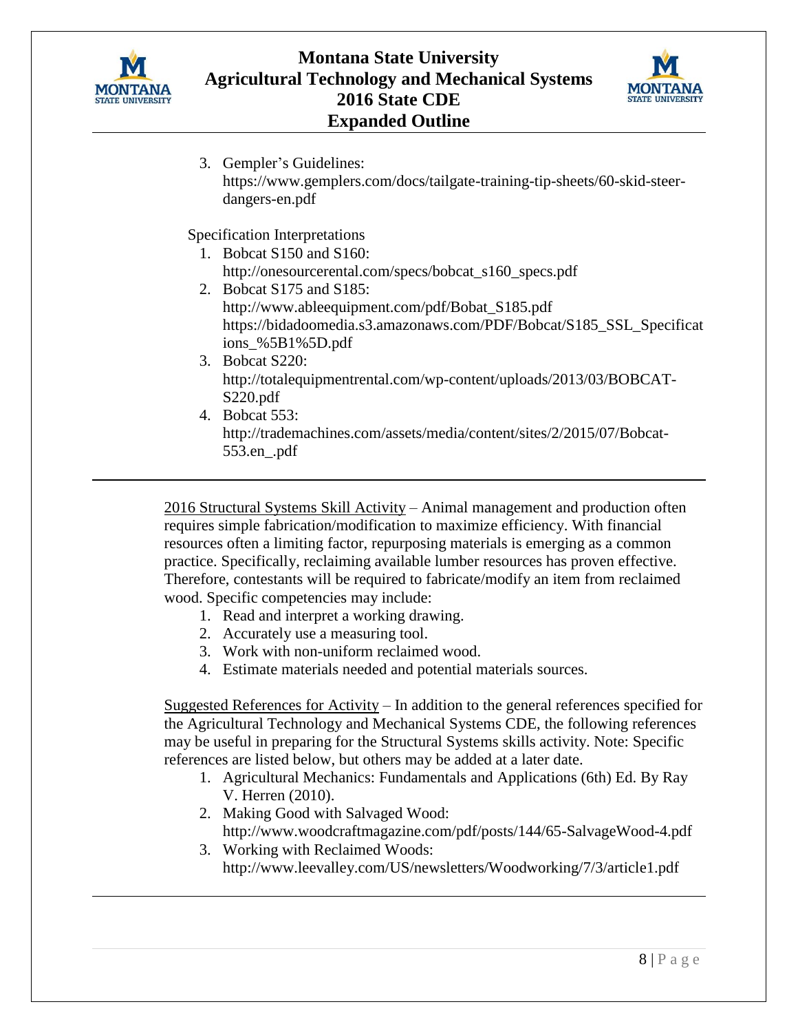3. Gempler's Guidelines: https://www.gemplers.com/docs/tailgate-training-tip-sheets/60-skid-steer-dangers-en.pdf

Specification Interpretations

1. Bobcat S150 and S160: http://onesourcerental.com/specs/bobcat_s160_specs.pdf
2. Bobcat S175 and S185: http://www.ableequipment.com/pdf/Bobat_S185.pdf https://bidadoomedia.s3.amazonaws.com/PDF/Bobcat/S185_SSL_Specifications_%5B1%5D.pdf
3. Bobcat S220: http://totalequipmentrental.com/wp-content/uploads/2013/03/BOBCAT-S220.pdf
4. Bobcat 553: http://trademachines.com/assets/media/content/sites/2/2015/07/Bobcat-553.en_.pdf

---

2016 Structural Systems Skill Activity – Animal management and production often requires simple fabrication/modification to maximize efficiency. With financial resources often a limiting factor, repurposing materials is emerging as a common practice. Specifically, reclaiming available lumber resources has proven effective. Therefore, contestants will be required to fabricate/modify an item from reclaimed wood. Specific competencies may include:

1. Read and interpret a working drawing.
2. Accurately use a measuring tool.
3. Work with non-uniform reclaimed wood.
4. Estimate materials needed and potential materials sources.

Suggested References for Activity – In addition to the general references specified for the Agricultural Technology and Mechanical Systems CDE, the following references may be useful in preparing for the Structural Systems skills activity. Note: Specific references are listed below, but others may be added at a later date.

1. Agricultural Mechanics: Fundamentals and Applications (6th) Ed. By Ray V. Herren (2010).
2. Making Good with Salvaged Wood: http://www.woodcraftmagazine.com/pdf/posts/144/65-SalvageWood-4.pdf
3. Working with Reclaimed Woods: http://www.leevalley.com/US/newsletters/Woodworking/7/3/article1.pdf

---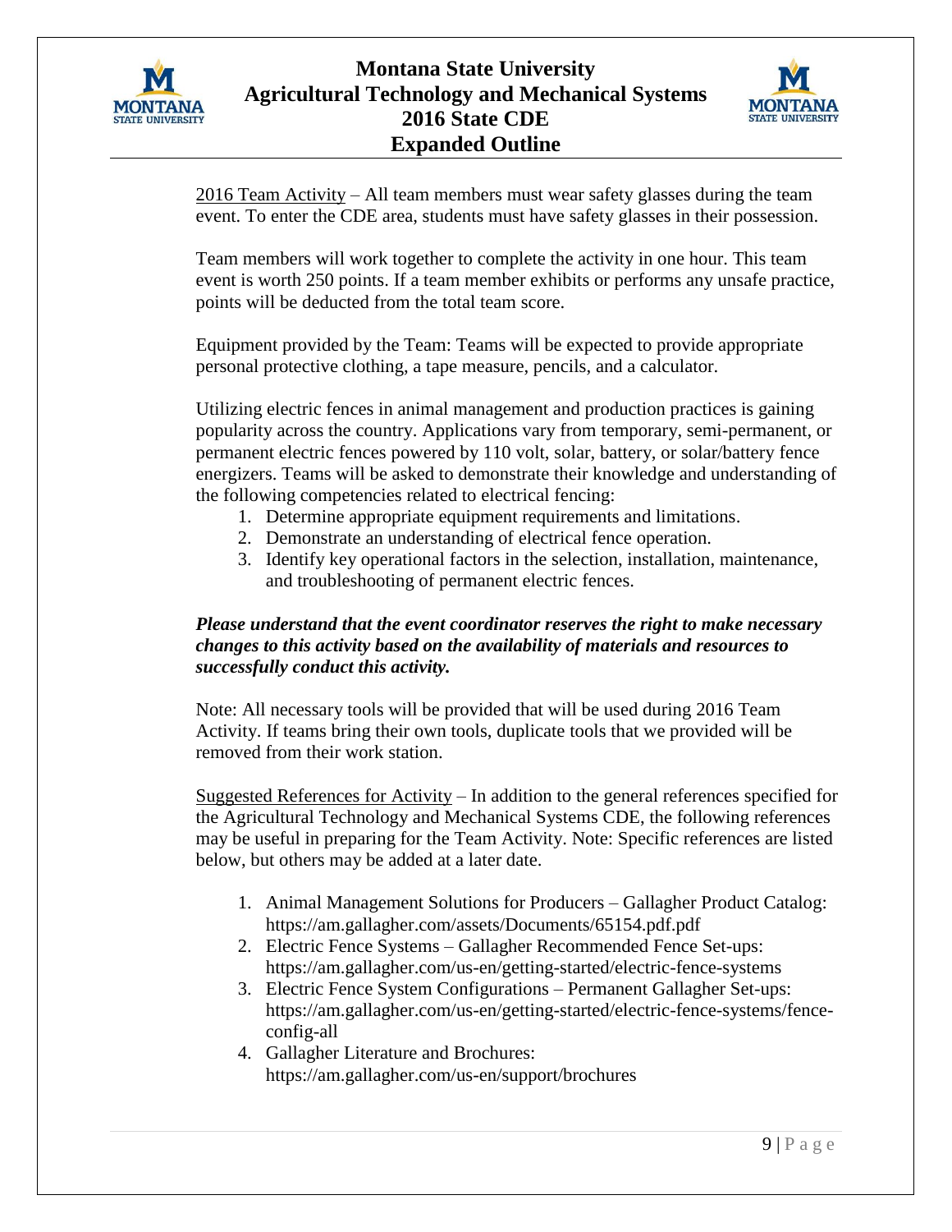2016 Team Activity – All team members must wear safety glasses during the team event. To enter the CDE area, students must have safety glasses in their possession.

Team members will work together to complete the activity in one hour. This team event is worth 250 points. If a team member exhibits or performs any unsafe practice, points will be deducted from the total team score.

Equipment provided by the Team: Teams will be expected to provide appropriate personal protective clothing, a tape measure, pencils, and a calculator.

Utilizing electric fences in animal management and production practices is gaining popularity across the country. Applications vary from temporary, semi-permanent, or permanent electric fences powered by 110 volt, solar, battery, or solar/battery fence energizers. Teams will be asked to demonstrate their knowledge and understanding of the following competencies related to electrical fencing:

1. Determine appropriate equipment requirements and limitations.
2. Demonstrate an understanding of electrical fence operation.
3. Identify key operational factors in the selection, installation, maintenance, and troubleshooting of permanent electric fences.

***Please understand that the event coordinator reserves the right to make necessary changes to this activity based on the availability of materials and resources to successfully conduct this activity.***

Note: All necessary tools will be provided that will be used during 2016 Team Activity. If teams bring their own tools, duplicate tools that we provided will be removed from their work station.

Suggested References for Activity – In addition to the general references specified for the Agricultural Technology and Mechanical Systems CDE, the following references may be useful in preparing for the Team Activity. Note: Specific references are listed below, but others may be added at a later date.

1. Animal Management Solutions for Producers – Gallagher Product Catalog: https://am.gallagher.com/assets/Documents/65154.pdf.pdf
2. Electric Fence Systems – Gallagher Recommended Fence Set-ups: https://am.gallagher.com/us-en/getting-started/electric-fence-systems
3. Electric Fence System Configurations – Permanent Gallagher Set-ups: https://am.gallagher.com/us-en/getting-started/electric-fence-systems/fence-config-all
4. Gallagher Literature and Brochures: https://am.gallagher.com/us-en/support/brochures